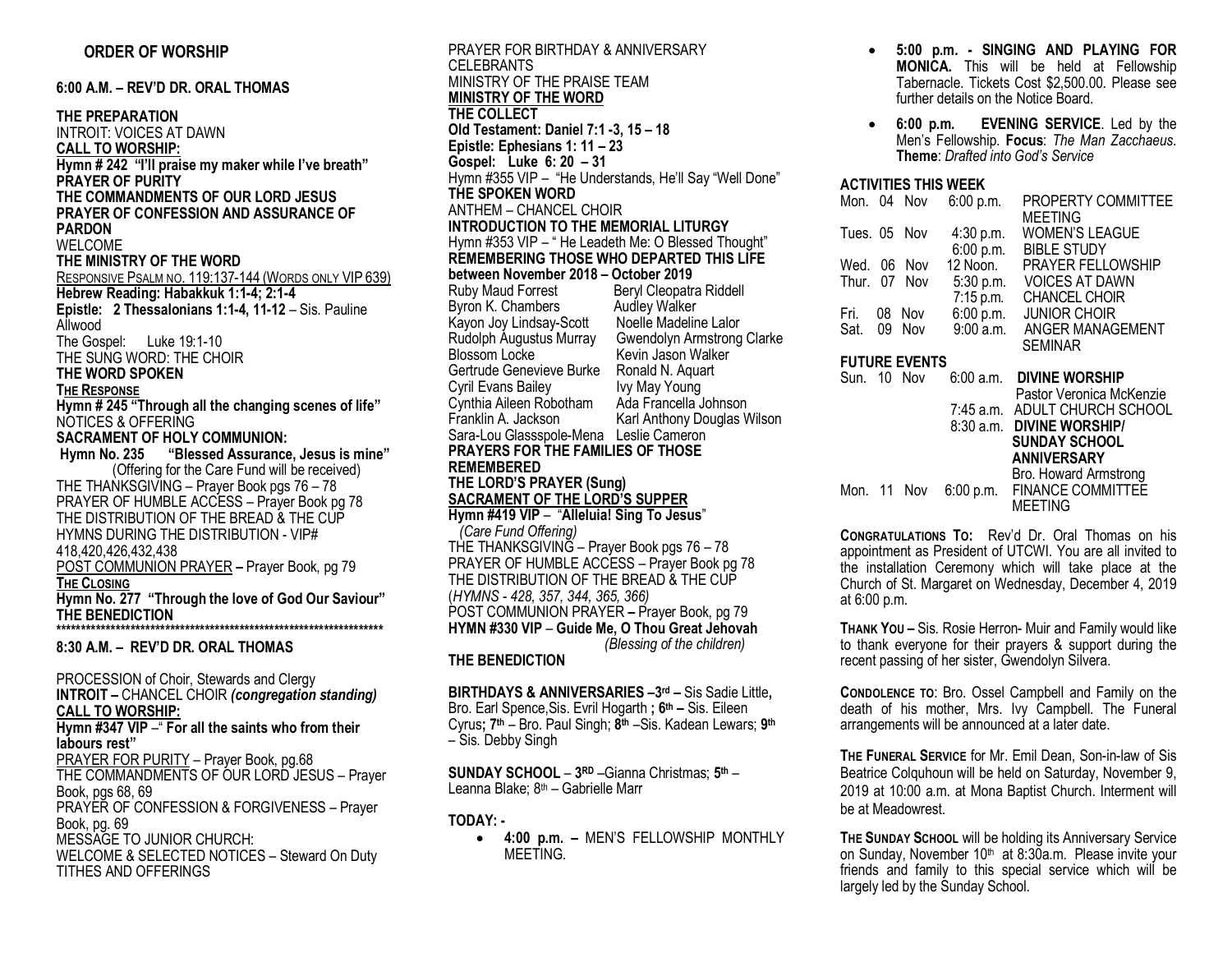## ORDER OF WORSHIP

**6:00 A.M. – REV'D DR. ORAL THOMAS**

**THE PREPARATION**
INTROIT: VOICES AT DAWN
**CALL TO WORSHIP:**
**Hymn # 242 "I'll praise my maker while I've breath"**
**PRAYER OF PURITY**
**THE COMMANDMENTS OF OUR LORD JESUS**
**PRAYER OF CONFESSION AND ASSURANCE OF PARDON**
WELCOME
**THE MINISTRY OF THE WORD**
RESPONSIVE PSALM NO. 119:137-144 (WORDS ONLY VIP 639)
**Hebrew Reading: Habakkuk 1:1-4; 2:1-4**
**Epistle: 2 Thessalonians 1:1-4, 11-12** – Sis. Pauline Allwood
The Gospel: Luke 19:1-10
THE SUNG WORD: THE CHOIR
**THE WORD SPOKEN**
**THE RESPONSE**
**Hymn # 245 "Through all the changing scenes of life"**
NOTICES & OFFERING
**SACRAMENT OF HOLY COMMUNION:**
**Hymn No. 235 "Blessed Assurance, Jesus is mine"**
(Offering for the Care Fund will be received)
THE THANKSGIVING – Prayer Book pgs 76 – 78
PRAYER OF HUMBLE ACCESS – Prayer Book pg 78
THE DISTRIBUTION OF THE BREAD & THE CUP
HYMNS DURING THE DISTRIBUTION - VIP# 418,420,426,432,438
POST COMMUNION PRAYER – Prayer Book, pg 79
**THE CLOSING**
**Hymn No. 277 "Through the love of God Our Saviour"**
**THE BENEDICTION**

******************************************************************

**8:30 A.M. – REV'D DR. ORAL THOMAS**

PROCESSION of Choir, Stewards and Clergy
**INTROIT –** CHANCEL CHOIR *(congregation standing)*
**CALL TO WORSHIP:**
**Hymn #347 VIP –" For all the saints who from their labours rest"**
PRAYER FOR PURITY – Prayer Book, pg.68
THE COMMANDMENTS OF OUR LORD JESUS – Prayer Book, pgs 68, 69
PRAYER OF CONFESSION & FORGIVENESS – Prayer Book, pg. 69
MESSAGE TO JUNIOR CHURCH:
WELCOME & SELECTED NOTICES – Steward On Duty
TITHES AND OFFERINGS
PRAYER FOR BIRTHDAY & ANNIVERSARY CELEBRANTS
MINISTRY OF THE PRAISE TEAM
**MINISTRY OF THE WORD**
**THE COLLECT**
**Old Testament: Daniel 7:1 -3, 15 – 18**
**Epistle: Ephesians 1: 11 – 23**
**Gospel: Luke 6: 20 – 31**
Hymn #355 VIP – "He Understands, He'll Say "Well Done"
**THE SPOKEN WORD**
ANTHEM – CHANCEL CHOIR
**INTRODUCTION TO THE MEMORIAL LITURGY**
Hymn #353 VIP – " He Leadeth Me: O Blessed Thought"
**REMEMBERING THOSE WHO DEPARTED THIS LIFE between November 2018 – October 2019**

| | |
|---|---|
| Ruby Maud Forrest | Beryl Cleopatra Riddell |
| Byron K. Chambers | Audley Walker |
| Kayon Joy Lindsay-Scott | Noelle Madeline Lalor |
| Rudolph Augustus Murray | Gwendolyn Armstrong Clarke |
| Blossom Locke | Kevin Jason Walker |
| Gertrude Genevieve Burke | Ronald N. Aquart |
| Cyril Evans Bailey | Ivy May Young |
| Cynthia Aileen Robotham | Ada Francella Johnson |
| Franklin A. Jackson | Karl Anthony Douglas Wilson |
| Sara-Lou Glassspole-Mena | Leslie Cameron |

**PRAYERS FOR THE FAMILIES OF THOSE REMEMBERED**
**THE LORD'S PRAYER (Sung)**
**SACRAMENT OF THE LORD'S SUPPER**
**Hymn #419 VIP – "Alleluia! Sing To Jesus"**
*(Care Fund Offering)*
THE THANKSGIVING – Prayer Book pgs 76 – 78
PRAYER OF HUMBLE ACCESS – Prayer Book pg 78
THE DISTRIBUTION OF THE BREAD & THE CUP
(*HYMNS - 428, 357, 344, 365, 366)*
POST COMMUNION PRAYER – Prayer Book, pg 79
**HYMN #330 VIP – Guide Me, O Thou Great Jehovah**
*(Blessing of the children)*
**THE BENEDICTION**

**BIRTHDAYS & ANNIVERSARIES –3rd –** Sis Sadie Little**,** Bro. Earl Spence,Sis. Evril Hogarth **; 6th –** Sis. Eileen Cyrus**; 7th** – Bro. Paul Singh; **8th** –Sis. Kadean Lewars; **9th** – Sis. Debby Singh

**SUNDAY SCHOOL** – **3RD** –Gianna Christmas; **5th** – Leanna Blake; 8th – Gabrielle Marr

**TODAY: -**

- **4:00 p.m. –** MEN'S FELLOWSHIP MONTHLY MEETING.
- **5:00 p.m. - SINGING AND PLAYING FOR MONICA.** This will be held at Fellowship Tabernacle. Tickets Cost $2,500.00. Please see further details on the Notice Board.
- **6:00 p.m. EVENING SERVICE**. Led by the Men's Fellowship. **Focus**: *The Man Zacchaeus*. **Theme**: *Drafted into God's Service*

### ACTIVITIES THIS WEEK

| | | |
|---|---|---|
| Mon. 04 Nov | 6:00 p.m. | PROPERTY COMMITTEE MEETING |
| Tues. 05 Nov | 4:30 p.m. | WOMEN'S LEAGUE |
| | 6:00 p.m. | BIBLE STUDY |
| Wed. 06 Nov | 12 Noon. | PRAYER FELLOWSHIP |
| Thur. 07 Nov | 5:30 p.m. | VOICES AT DAWN |
| | 7:15 p.m. | CHANCEL CHOIR |
| Fri. 08 Nov | 6:00 p.m. | JUNIOR CHOIR |
| Sat. 09 Nov | 9:00 a.m. | ANGER MANAGEMENT SEMINAR |

### FUTURE EVENTS

| | | |
|---|---|---|
| Sun. 10 Nov | 6:00 a.m. | **DIVINE WORSHIP** Pastor Veronica McKenzie |
| | 7:45 a.m. | ADULT CHURCH SCHOOL |
| | 8:30 a.m. | **DIVINE WORSHIP/ SUNDAY SCHOOL ANNIVERSARY** Bro. Howard Armstrong |
| Mon. 11 Nov | 6:00 p.m. | FINANCE COMMITTEE MEETING |

**CONGRATULATIONS TO:** Rev'd Dr. Oral Thomas on his appointment as President of UTCWI. You are all invited to the installation Ceremony which will take place at the Church of St. Margaret on Wednesday, December 4, 2019 at 6:00 p.m.

**THANK YOU –** Sis. Rosie Herron- Muir and Family would like to thank everyone for their prayers & support during the recent passing of her sister, Gwendolyn Silvera.

**CONDOLENCE TO**: Bro. Ossel Campbell and Family on the death of his mother, Mrs. Ivy Campbell. The Funeral arrangements will be announced at a later date.

**THE FUNERAL SERVICE** for Mr. Emil Dean, Son-in-law of Sis Beatrice Colquhoun will be held on Saturday, November 9, 2019 at 10:00 a.m. at Mona Baptist Church. Interment will be at Meadowrest.

**THE SUNDAY SCHOOL** will be holding its Anniversary Service on Sunday, November 10th at 8:30a.m. Please invite your friends and family to this special service which will be largely led by the Sunday School.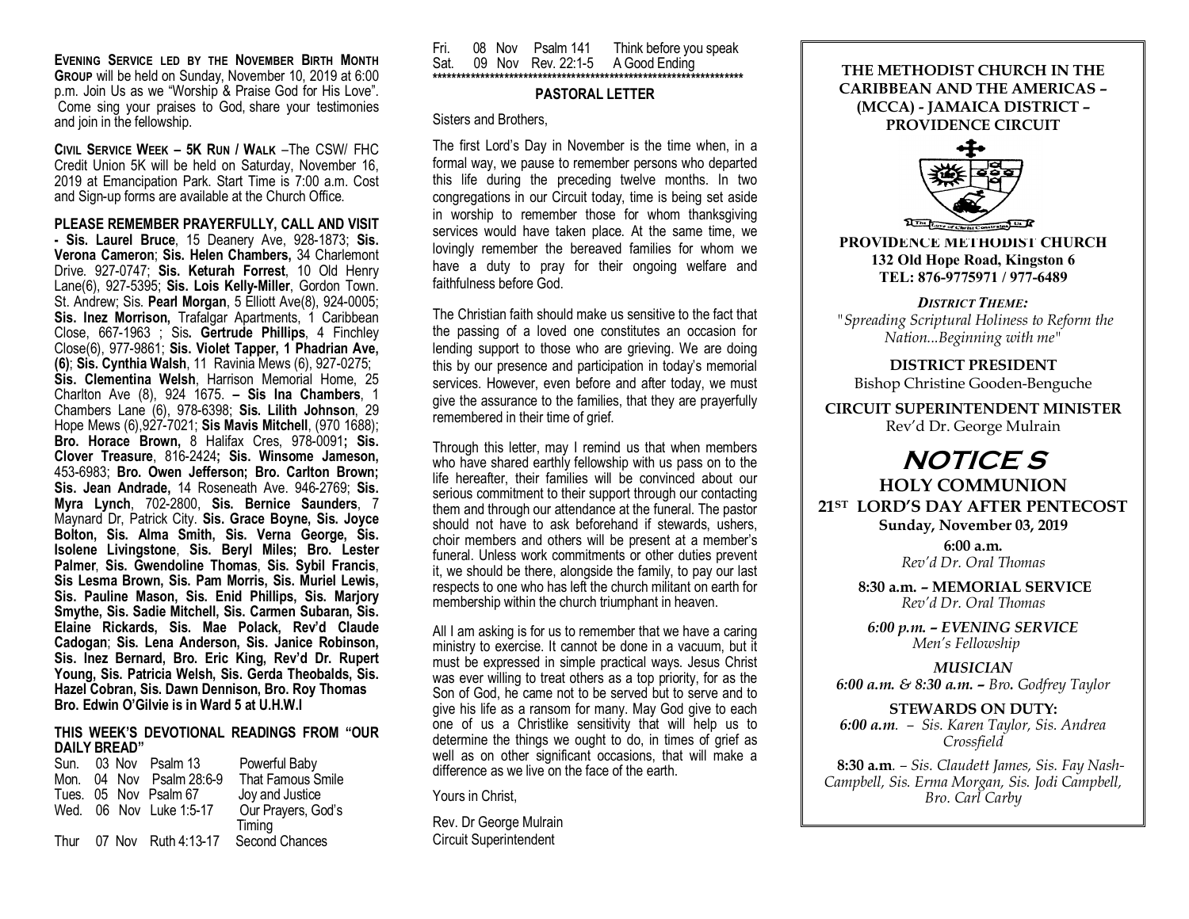**EVENING SERVICE LED BY THE NOVEMBER BIRTH MONTH GROUP** will be held on Sunday, November 10, 2019 at 6:00 p.m. Join Us as we "Worship & Praise God for His Love". Come sing your praises to God, share your testimonies and join in the fellowship.

**CIVIL SERVICE WEEK – 5K RUN / WALK** –The CSW/ FHC Credit Union 5K will be held on Saturday, November 16, 2019 at Emancipation Park. Start Time is 7:00 a.m. Cost and Sign-up forms are available at the Church Office.

**PLEASE REMEMBER PRAYERFULLY, CALL AND VISIT - Sis. Laurel Bruce**, 15 Deanery Ave, 928-1873; **Sis. Verona Cameron**; **Sis. Helen Chambers,** 34 Charlemont Drive. 927-0747; **Sis. Keturah Forrest**, 10 Old Henry Lane(6), 927-5395; **Sis. Lois Kelly-Miller**, Gordon Town. St. Andrew; Sis. **Pearl Morgan**, 5 Elliott Ave(8), 924-0005; **Sis. Inez Morrison,** Trafalgar Apartments, 1 Caribbean Close, 667-1963 ; Sis**. Gertrude Phillips**, 4 Finchley Close(6), 977-9861; **Sis. Violet Tapper, 1 Phadrian Ave, (6)**; **Sis. Cynthia Walsh**, 11 Ravinia Mews (6), 927-0275; **Sis. Clementina Welsh**, Harrison Memorial Home, 25 Charlton Ave (8), 924 1675. **– Sis Ina Chambers**, 1 Chambers Lane (6), 978-6398; **Sis. Lilith Johnson**, 29 Hope Mews (6),927-7021; **Sis Mavis Mitchell**, (970 1688); **Bro. Horace Brown,** 8 Halifax Cres, 978-0091**; Sis. Clover Treasure**, 816-2424**; Sis. Winsome Jameson,** 453-6983; **Bro. Owen Jefferson; Bro. Carlton Brown; Sis. Jean Andrade,** 14 Roseneath Ave. 946-2769; **Sis. Myra Lynch**, 702-2800, **Sis. Bernice Saunders**, 7 Maynard Dr, Patrick City. **Sis. Grace Boyne, Sis. Joyce Bolton, Sis. Alma Smith, Sis. Verna George, Sis. Isolene Livingstone**, **Sis. Beryl Miles; Bro. Lester Palmer**, **Sis. Gwendoline Thomas**, **Sis. Sybil Francis**, **Sis Lesma Brown, Sis. Pam Morris, Sis. Muriel Lewis, Sis. Pauline Mason, Sis. Enid Phillips, Sis. Marjory Smythe, Sis. Sadie Mitchell, Sis. Carmen Subaran, Sis. Elaine Rickards, Sis. Mae Polack, Rev'd Claude Cadogan**; **Sis. Lena Anderson, Sis. Janice Robinson, Sis. Inez Bernard, Bro. Eric King, Rev'd Dr. Rupert Young, Sis. Patricia Welsh, Sis. Gerda Theobalds, Sis. Hazel Cobran, Sis. Dawn Dennison, Bro. Roy Thomas**
**Bro. Edwin O'Gilvie is in Ward 5 at U.H.W.I**

**THIS WEEK'S DEVOTIONAL READINGS FROM "OUR DAILY BREAD"**

| | | | |
|---|---|---|---|
| Sun. | 03 Nov | Psalm 13 | Powerful Baby |
| Mon. | 04 Nov | Psalm 28:6-9 | That Famous Smile |
| Tues. | 05 Nov | Psalm 67 | Joy and Justice |
| Wed. | 06 Nov | Luke 1:5-17 | Our Prayers, God's Timing |
| Thur | 07 Nov | Ruth 4:13-17 | Second Chances |
| Fri. | 08 Nov | Psalm 141 | Think before you speak |
| Sat. | 09 Nov | Rev. 22:1-5 | A Good Ending |

*******************************************************************

## PASTORAL LETTER

Sisters and Brothers,

The first Lord's Day in November is the time when, in a formal way, we pause to remember persons who departed this life during the preceding twelve months. In two congregations in our Circuit today, time is being set aside in worship to remember those for whom thanksgiving services would have taken place. At the same time, we lovingly remember the bereaved families for whom we have a duty to pray for their ongoing welfare and faithfulness before God.

The Christian faith should make us sensitive to the fact that the passing of a loved one constitutes an occasion for lending support to those who are grieving. We are doing this by our presence and participation in today's memorial services. However, even before and after today, we must give the assurance to the families, that they are prayerfully remembered in their time of grief.

Through this letter, may I remind us that when members who have shared earthly fellowship with us pass on to the life hereafter, their families will be convinced about our serious commitment to their support through our contacting them and through our attendance at the funeral. The pastor should not have to ask beforehand if stewards, ushers, choir members and others will be present at a member's funeral. Unless work commitments or other duties prevent it, we should be there, alongside the family, to pay our last respects to one who has left the church militant on earth for membership within the church triumphant in heaven.

All I am asking is for us to remember that we have a caring ministry to exercise. It cannot be done in a vacuum, but it must be expressed in simple practical ways. Jesus Christ was ever willing to treat others as a top priority, for as the Son of God, he came not to be served but to serve and to give his life as a ransom for many. May God give to each one of us a Christlike sensitivity that will help us to determine the things we ought to do, in times of grief as well as on other significant occasions, that will make a difference as we live on the face of the earth.

Yours in Christ,

Rev. Dr George Mulrain
Circuit Superintendent

**THE METHODIST CHURCH IN THE CARIBBEAN AND THE AMERICAS – (MCCA) - JAMAICA DISTRICT – PROVIDENCE CIRCUIT**

**PROVIDENCE METHODIST CHURCH**
**132 Old Hope Road, Kingston 6**
**TEL: 876-9775971 / 977-6489**

***DISTRICT THEME:***
*"Spreading Scriptural Holiness to Reform the Nation...Beginning with me"*

**DISTRICT PRESIDENT**
Bishop Christine Gooden-Benguche

**CIRCUIT SUPERINTENDENT MINISTER**
Rev'd Dr. George Mulrain

# NOTICE S

## HOLY COMMUNION

**21ST LORD'S DAY AFTER PENTECOST**
**Sunday, November 03, 2019**

**6:00 a.m.**
*Rev'd Dr. Oral Thomas*

**8:30 a.m. – MEMORIAL SERVICE**
*Rev'd Dr. Oral Thomas*

***6:00 p.m. – EVENING SERVICE***
*Men's Fellowship*

***MUSICIAN***
***6:00 a.m. & 8:30 a.m. –*** *Bro. Godfrey Taylor*

**STEWARDS ON DUTY:**
***6:00 a.m****. – Sis. Karen Taylor, Sis. Andrea Crossfield*

**8:30 a.m**. – *Sis. Claudett James, Sis. Fay Nash-Campbell, Sis. Erma Morgan, Sis. Jodi Campbell, Bro. Carl Carby*